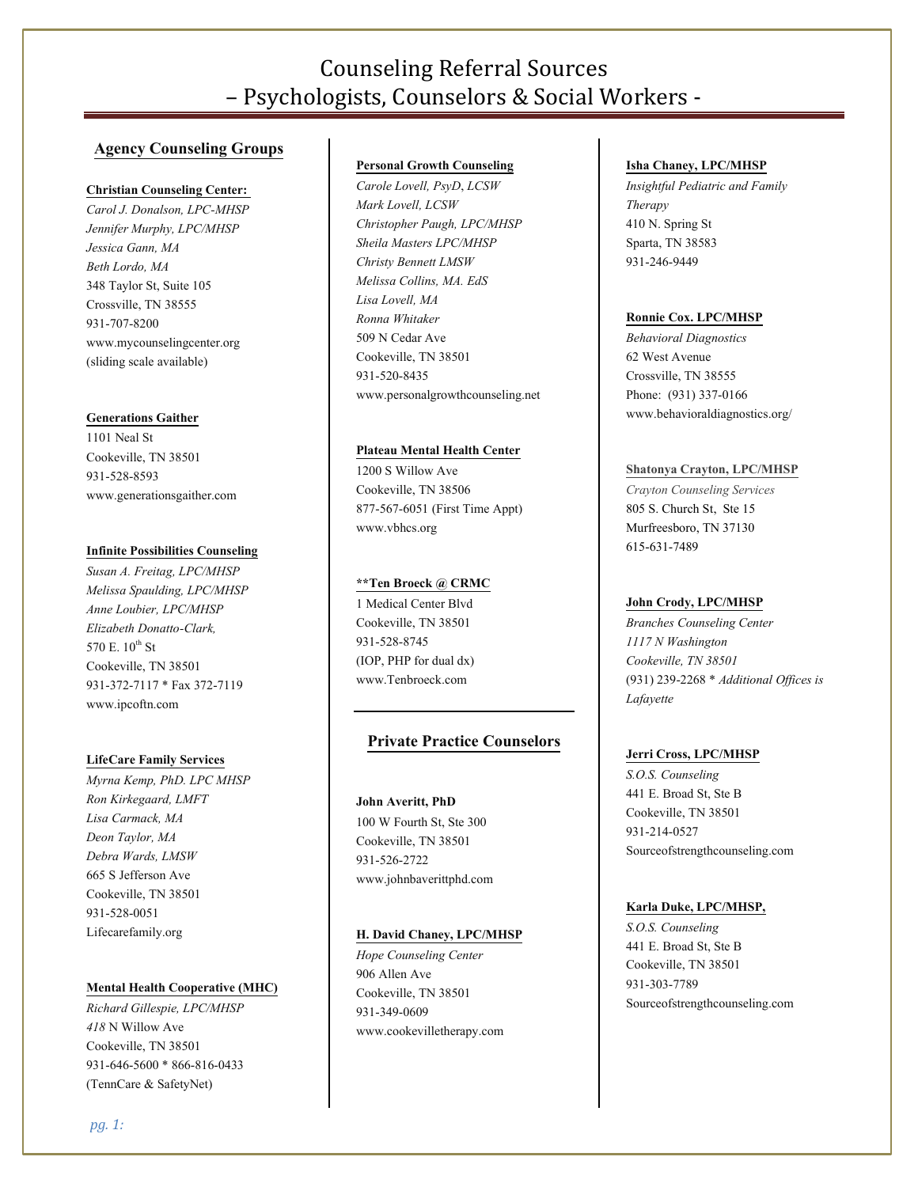# Counseling Referral Sources
# – Psychologists, Counselors & Social Workers -

## Agency Counseling Groups

**Christian Counseling Center:**
*Carol J. Donalson, LPC-MHSP*
*Jennifer Murphy, LPC/MHSP*
*Jessica Gann, MA*
*Beth Lordo, MA*
348 Taylor St, Suite 105
Crossville, TN 38555
931-707-8200
www.mycounselingcenter.org
(sliding scale available)

**Generations Gaither**
1101 Neal St
Cookeville, TN 38501
931-528-8593
www.generationsgaither.com

**Infinite Possibilities Counseling**
*Susan A. Freitag, LPC/MHSP*
*Melissa Spaulding, LPC/MHSP*
*Anne Loubier, LPC/MHSP*
*Elizabeth Donatto-Clark,*
570 E. 10th St
Cookeville, TN 38501
931-372-7117 * Fax 372-7119
www.ipcoftn.com

**LifeCare Family Services**
*Myrna Kemp, PhD. LPC MHSP*
*Ron Kirkegaard, LMFT*
*Lisa Carmack, MA*
*Deon Taylor, MA*
*Debra Wards, LMSW*
665 S Jefferson Ave
Cookeville, TN 38501
931-528-0051
Lifecarefamily.org

**Mental Health Cooperative (MHC)**
*Richard Gillespie, LPC/MHSP*
*418* N Willow Ave
Cookeville, TN 38501
931-646-5600 * 866-816-0433
(TennCare & SafetyNet)

**Personal Growth Counseling**
*Carole Lovell, PsyD, LCSW*
*Mark Lovell, LCSW*
*Christopher Paugh, LPC/MHSP*
*Sheila Masters LPC/MHSP*
*Christy Bennett LMSW*
*Melissa Collins, MA. EdS*
*Lisa Lovell, MA*
*Ronna Whitaker*
509 N Cedar Ave
Cookeville, TN 38501
931-520-8435
www.personalgrowthcounseling.net

**Plateau Mental Health Center**
1200 S Willow Ave
Cookeville, TN 38506
877-567-6051 (First Time Appt)
www.vbhcs.org

****Ten Broeck @ CRMC**
1 Medical Center Blvd
Cookeville, TN 38501
931-528-8745
(IOP, PHP for dual dx)
www.Tenbroeck.com

## Private Practice Counselors

**John Averitt, PhD**
100 W Fourth St, Ste 300
Cookeville, TN 38501
931-526-2722
www.johnbaverittphd.com

**H. David Chaney, LPC/MHSP**
*Hope Counseling Center*
906 Allen Ave
Cookeville, TN 38501
931-349-0609
www.cookevilletherapy.com

**Isha Chaney, LPC/MHSP**
*Insightful Pediatric and Family Therapy*
410 N. Spring St
Sparta, TN 38583
931-246-9449

**Ronnie Cox. LPC/MHSP**
*Behavioral Diagnostics*
62 West Avenue
Crossville, TN 38555
Phone: (931) 337-0166
www.behavioraldiagnostics.org/

**Shatonya Crayton, LPC/MHSP**
*Crayton Counseling Services*
805 S. Church St, Ste 15
Murfreesboro, TN 37130
615-631-7489

**John Crody, LPC/MHSP**
*Branches Counseling Center*
*1117 N Washington*
*Cookeville, TN 38501*
(931) 239-2268 * *Additional Offices is Lafayette*

**Jerri Cross, LPC/MHSP**
*S.O.S. Counseling*
441 E. Broad St, Ste B
Cookeville, TN 38501
931-214-0527
Sourceofstrengthcounseling.com

**Karla Duke, LPC/MHSP,**
*S.O.S. Counseling*
441 E. Broad St, Ste B
Cookeville, TN 38501
931-303-7789
Sourceofstrengthcounseling.com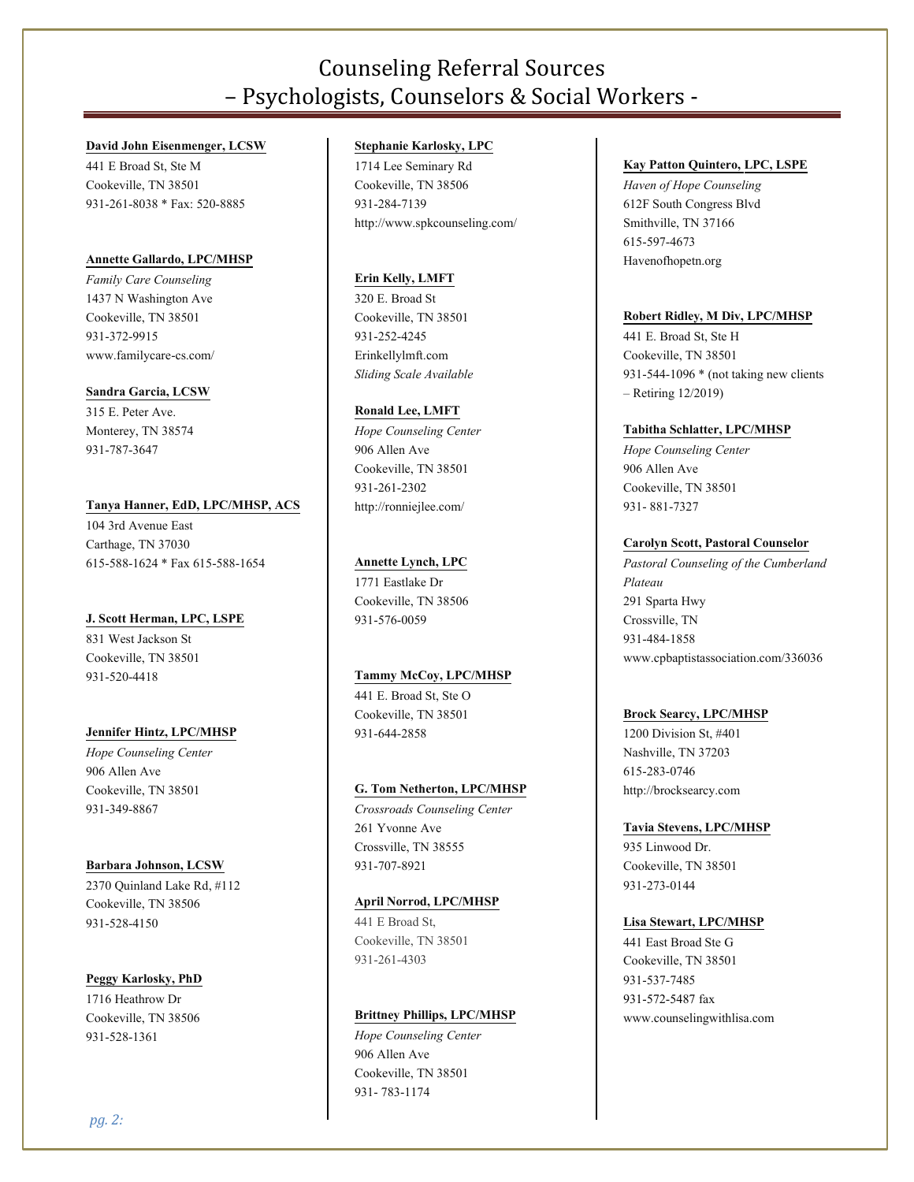# Counseling Referral Sources
# – Psychologists, Counselors & Social Workers -

**David John Eisenmenger, LCSW**
441 E Broad St, Ste M
Cookeville, TN 38501
931-261-8038 * Fax: 520-8885

**Annette Gallardo, LPC/MHSP**
*Family Care Counseling*
1437 N Washington Ave
Cookeville, TN 38501
931-372-9915
www.familycare-cs.com/

**Sandra Garcia, LCSW**
315 E. Peter Ave.
Monterey, TN 38574
931-787-3647

**Tanya Hanner, EdD, LPC/MHSP, ACS**
104 3rd Avenue East
Carthage, TN 37030
615-588-1624 * Fax 615-588-1654

**J. Scott Herman, LPC, LSPE**
831 West Jackson St
Cookeville, TN 38501
931-520-4418

**Jennifer Hintz, LPC/MHSP**
*Hope Counseling Center*
906 Allen Ave
Cookeville, TN 38501
931-349-8867

**Barbara Johnson, LCSW**
2370 Quinland Lake Rd, #112
Cookeville, TN 38506
931-528-4150

**Peggy Karlosky, PhD**
1716 Heathrow Dr
Cookeville, TN 38506
931-528-1361

**Stephanie Karlosky, LPC**
1714 Lee Seminary Rd
Cookeville, TN 38506
931-284-7139
http://www.spkcounseling.com/

**Erin Kelly, LMFT**
320 E. Broad St
Cookeville, TN 38501
931-252-4245
Erinkellylmft.com
*Sliding Scale Available*

**Ronald Lee, LMFT**
*Hope Counseling Center*
906 Allen Ave
Cookeville, TN 38501
931-261-2302
http://ronniejlee.com/

**Annette Lynch, LPC**
1771 Eastlake Dr
Cookeville, TN 38506
931-576-0059

**Tammy McCoy, LPC/MHSP**
441 E. Broad St, Ste O
Cookeville, TN 38501
931-644-2858

**G. Tom Netherton, LPC/MHSP**
*Crossroads Counseling Center*
261 Yvonne Ave
Crossville, TN 38555
931-707-8921

**April Norrod, LPC/MHSP**
441 E Broad St,
Cookeville, TN 38501
931-261-4303

**Brittney Phillips, LPC/MHSP**
*Hope Counseling Center*
906 Allen Ave
Cookeville, TN 38501
931- 783-1174

**Kay Patton Quintero, LPC, LSPE**
*Haven of Hope Counseling*
612F South Congress Blvd
Smithville, TN 37166
615-597-4673
Havenofhopetn.org

**Robert Ridley, M Div, LPC/MHSP**
441 E. Broad St, Ste H
Cookeville, TN 38501
931-544-1096 * (not taking new clients – Retiring 12/2019)

**Tabitha Schlatter, LPC/MHSP**
*Hope Counseling Center*
906 Allen Ave
Cookeville, TN 38501
931- 881-7327

**Carolyn Scott, Pastoral Counselor**
*Pastoral Counseling of the Cumberland Plateau*
291 Sparta Hwy
Crossville, TN
931-484-1858
www.cpbaptistassociation.com/336036

**Brock Searcy, LPC/MHSP**
1200 Division St, #401
Nashville, TN 37203
615-283-0746
http://brocksearcy.com

**Tavia Stevens, LPC/MHSP**
935 Linwood Dr.
Cookeville, TN 38501
931-273-0144

**Lisa Stewart, LPC/MHSP**
441 East Broad Ste G
Cookeville, TN 38501
931-537-7485
931-572-5487 fax
www.counselingwithlisa.com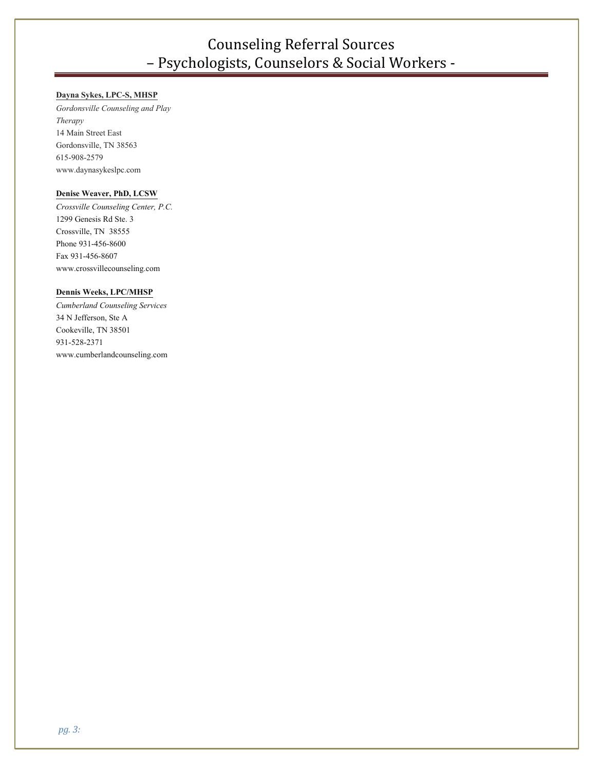# Counseling Referral Sources
# – Psychologists, Counselors & Social Workers -

**Dayna Sykes, LPC-S, MHSP**

*Gordonsville Counseling and Play Therapy*
14 Main Street East
Gordonsville, TN 38563
615-908-2579
www.daynasykeslpc.com

**Denise Weaver, PhD, LCSW**

*Crossville Counseling Center, P.C.*
1299 Genesis Rd Ste. 3
Crossville, TN 38555
Phone 931-456-8600
Fax 931-456-8607
www.crossvillecounseling.com

**Dennis Weeks, LPC/MHSP**

*Cumberland Counseling Services*
34 N Jefferson, Ste A
Cookeville, TN 38501
931-528-2371
www.cumberlandcounseling.com